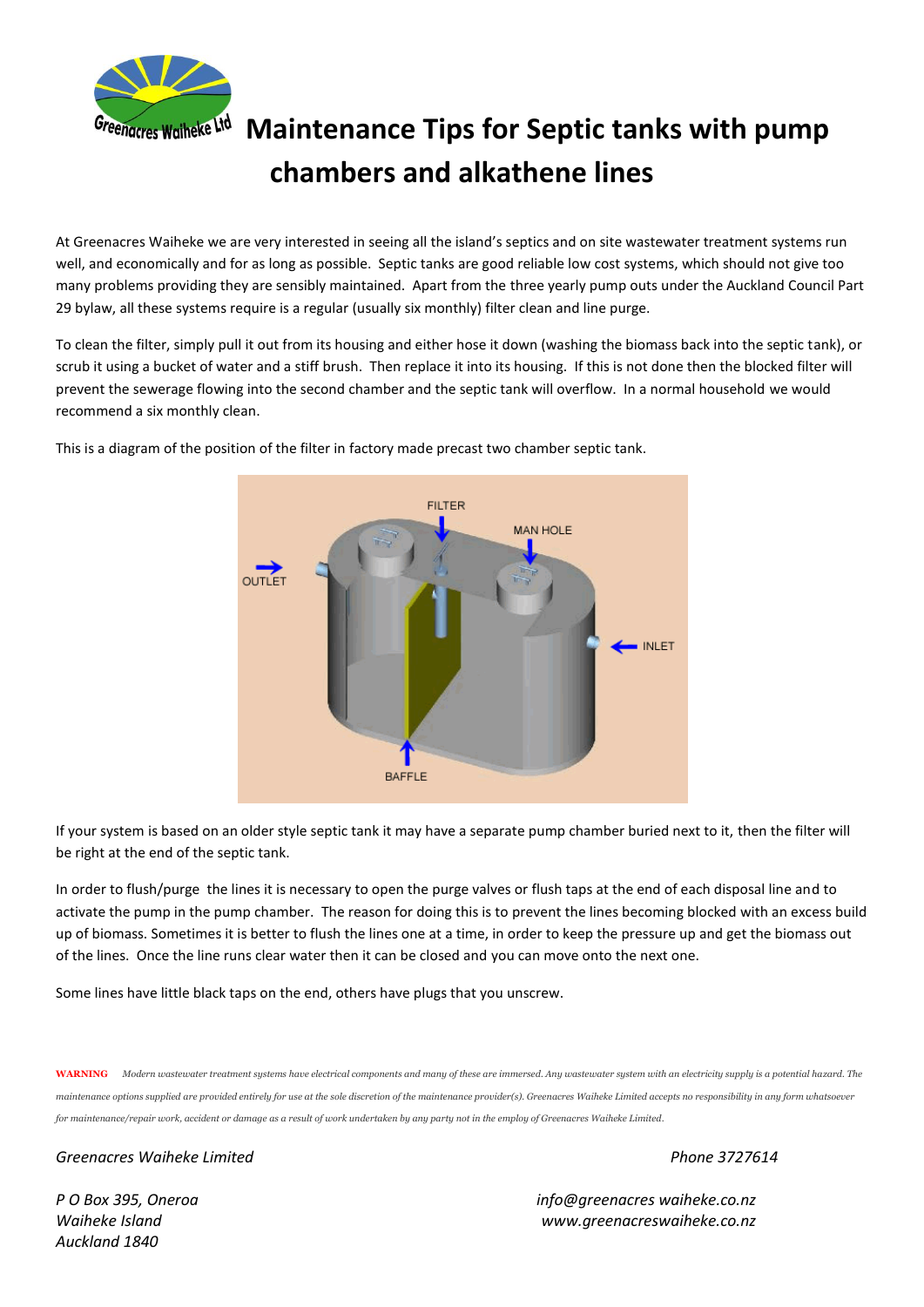# Maintenance Tips for Septic tanks with pump chambers and alkathene lines

At Greenacres Waiheke we are very interested in seeing all the island's septics and on site wastewater treatment systems run well, and economically and for as long as possible. Septic tanks are good reliable low cost systems, which should not give too many problems providing they are sensibly maintained. Apart from the three yearly pump outs under the Auckland Council Part 29 bylaw, all these systems require is a regular (usually six monthly) filter clean and line purge.

To clean the filter, simply pull it out from its housing and either hose it down (washing the biomass back into the septic tank), or scrub it using a bucket of water and a stiff brush. Then replace it into its housing. If this is not done then the blocked filter will prevent the sewerage flowing into the second chamber and the septic tank will overflow. In a normal household we would recommend a six monthly clean.

This is a diagram of the position of the filter in factory made precast two chamber septic tank.

FILTER
MAN HOLE
OUTLET
INLET
BAFFLE

If your system is based on an older style septic tank it may have a separate pump chamber buried next to it, then the filter will be right at the end of the septic tank.

In order to flush/purge the lines it is necessary to open the purge valves or flush taps at the end of each disposal line and to activate the pump in the pump chamber. The reason for doing this is to prevent the lines becoming blocked with an excess build up of biomass. Sometimes it is better to flush the lines one at a time, in order to keep the pressure up and get the biomass out of the lines. Once the line runs clear water then it can be closed and you can move onto the next one.

Some lines have little black taps on the end, others have plugs that you unscrew.

**WARNING** *Modern wastewater treatment systems have electrical components and many of these are immersed. Any wastewater system with an electricity supply is a potential hazard. The maintenance options supplied are provided entirely for use at the sole discretion of the maintenance provider(s). Greenacres Waiheke Limited accepts no responsibility in any form whatsoever for maintenance/repair work, accident or damage as a result of work undertaken by any party not in the employ of Greenacres Waiheke Limited.*

*Greenacres Waiheke Limited* *Phone 3727614*

*P O Box 395, Oneroa*
*Waiheke Island*
*Auckland 1840*

*info@greenacres waiheke.co.nz*
*www.greenacreswaiheke.co.nz*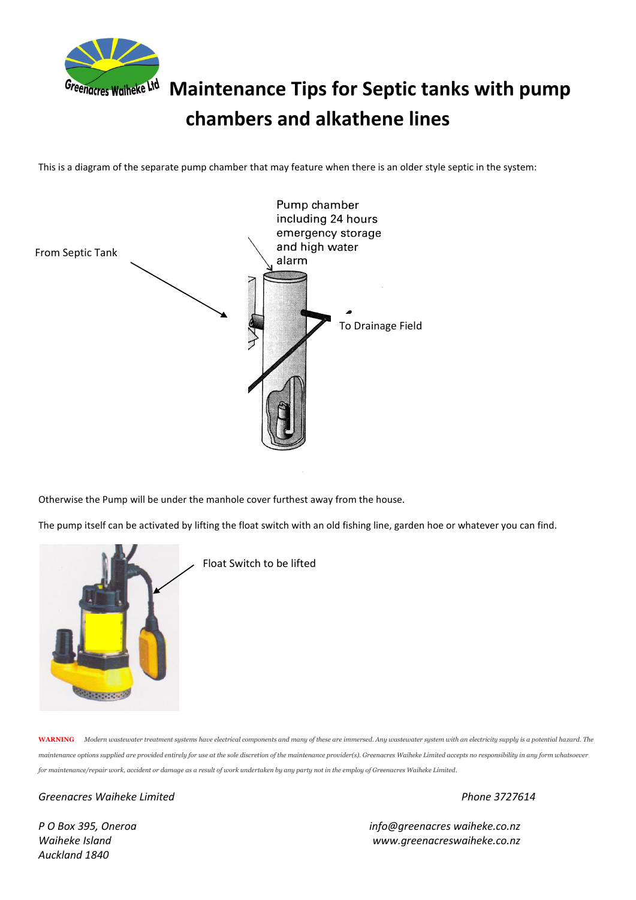# Maintenance Tips for Septic tanks with pump chambers and alkathene lines

This is a diagram of the separate pump chamber that may feature when there is an older style septic in the system:

Pump chamber including 24 hours emergency storage and high water alarm

From Septic Tank

To Drainage Field

Otherwise the Pump will be under the manhole cover furthest away from the house.

The pump itself can be activated by lifting the float switch with an old fishing line, garden hoe or whatever you can find.

Float Switch to be lifted

**WARNING** *Modern wastewater treatment systems have electrical components and many of these are immersed. Any wastewater system with an electricity supply is a potential hazard. The maintenance options supplied are provided entirely for use at the sole discretion of the maintenance provider(s). Greenacres Waiheke Limited accepts no responsibility in any form whatsoever for maintenance/repair work, accident or damage as a result of work undertaken by any party not in the employ of Greenacres Waiheke Limited.*

*Greenacres Waiheke Limited*

*Phone 3727614*

*P O Box 395, Oneroa*
*Waiheke Island*
*Auckland 1840*

*info@greenacres waiheke.co.nz*
*www.greenacreswaiheke.co.nz*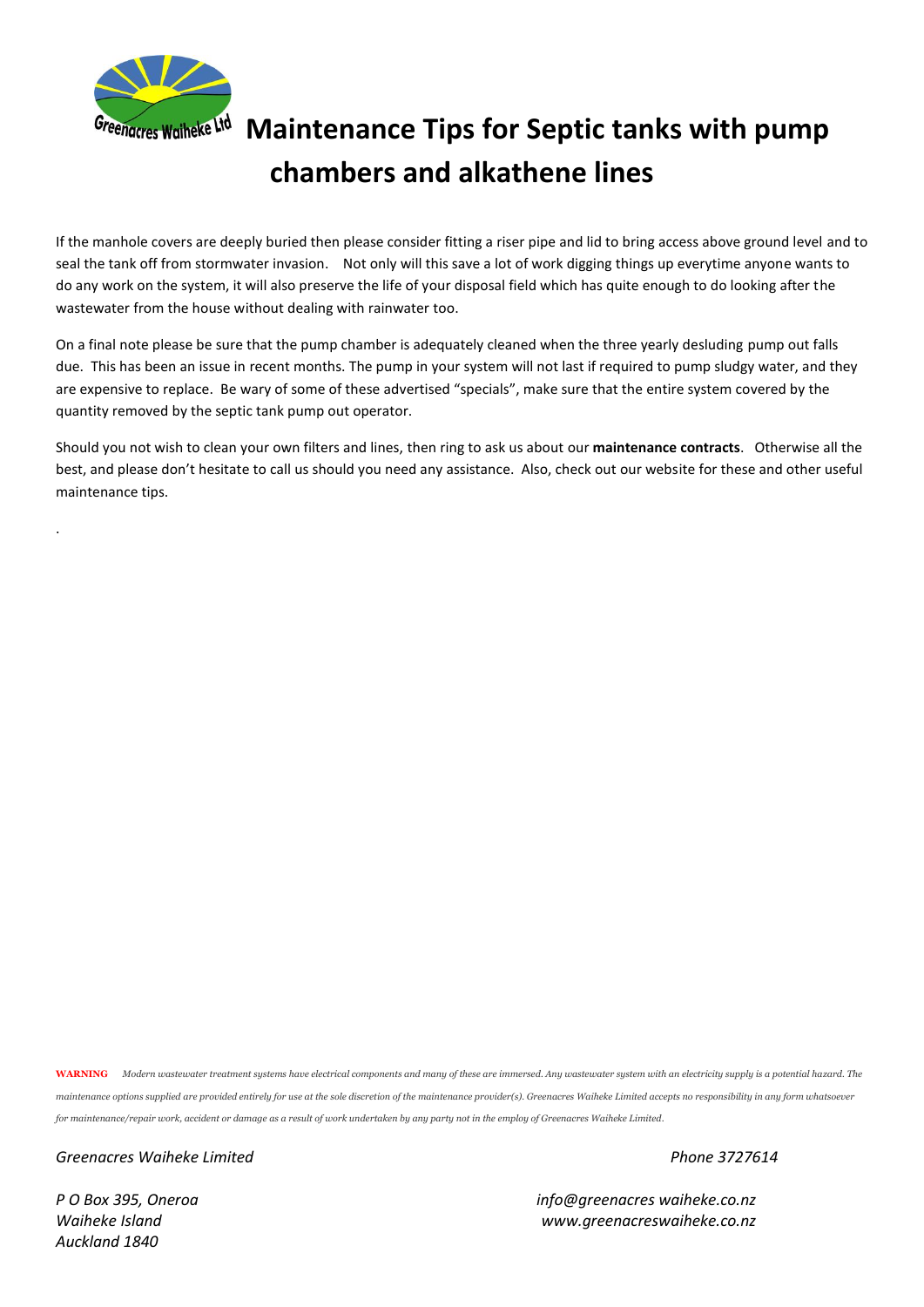# Maintenance Tips for Septic tanks with pump chambers and alkathene lines

If the manhole covers are deeply buried then please consider fitting a riser pipe and lid to bring access above ground level and to seal the tank off from stormwater invasion. Not only will this save a lot of work digging things up everytime anyone wants to do any work on the system, it will also preserve the life of your disposal field which has quite enough to do looking after the wastewater from the house without dealing with rainwater too.

On a final note please be sure that the pump chamber is adequately cleaned when the three yearly desluding pump out falls due. This has been an issue in recent months. The pump in your system will not last if required to pump sludgy water, and they are expensive to replace. Be wary of some of these advertised "specials", make sure that the entire system covered by the quantity removed by the septic tank pump out operator.

Should you not wish to clean your own filters and lines, then ring to ask us about our **maintenance contracts**. Otherwise all the best, and please don't hesitate to call us should you need any assistance. Also, check out our website for these and other useful maintenance tips.

.

**WARNING** *Modern wastewater treatment systems have electrical components and many of these are immersed. Any wastewater system with an electricity supply is a potential hazard. The maintenance options supplied are provided entirely for use at the sole discretion of the maintenance provider(s). Greenacres Waiheke Limited accepts no responsibility in any form whatsoever for maintenance/repair work, accident or damage as a result of work undertaken by any party not in the employ of Greenacres Waiheke Limited.*

*Greenacres Waiheke Limited* *Phone 3727614*

*P O Box 395, Oneroa*
*Waiheke Island*
*Auckland 1840*

*info@greenacres waiheke.co.nz*
*www.greenacreswaiheke.co.nz*